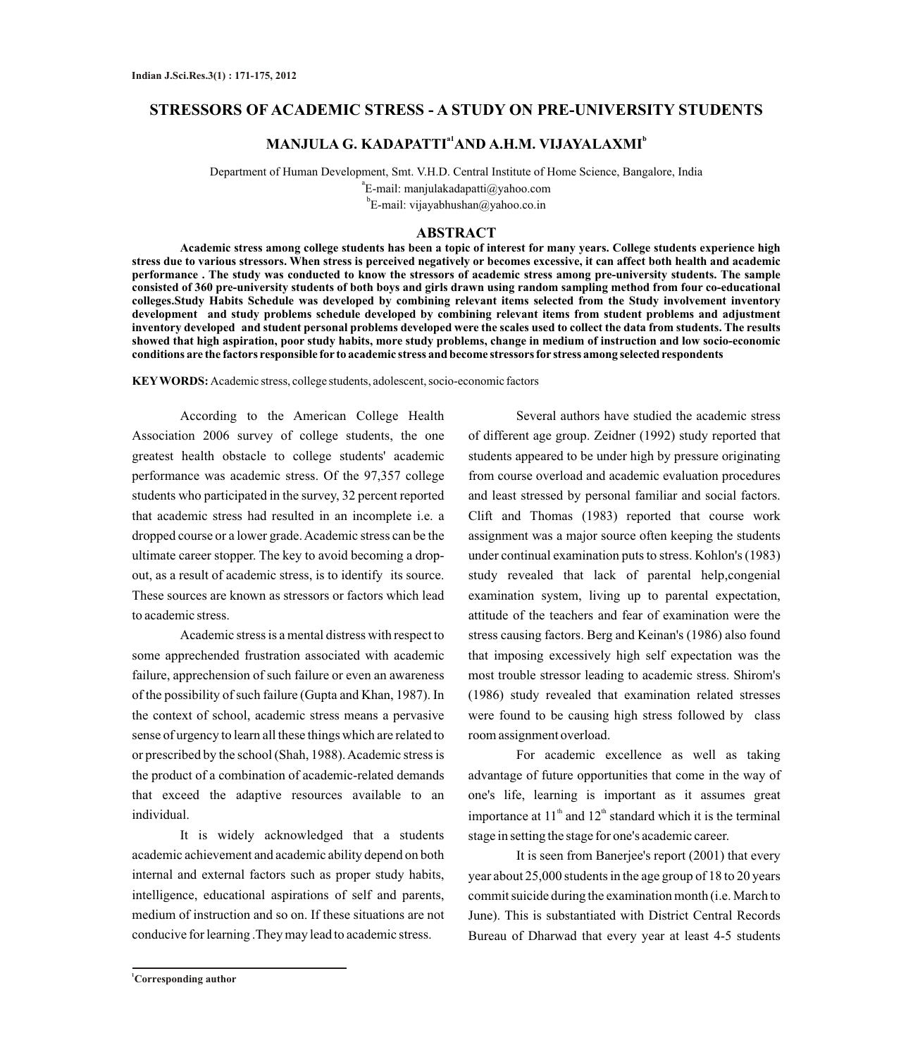# STRESSORS OF ACADEMIC STRESS - A STUDY ON PRE-UNIVERSITY STUDENTS

**MANJULA G. KADAPATTI[a1] AND A.H.M. VIJAYALAXMI[b]**

Department of Human Development, Smt. V.H.D. Central Institute of Home Science, Bangalore, India

[a]E-mail: manjulakadapatti@yahoo.com

[b]E-mail: vijayabhushan@yahoo.co.in

## ABSTRACT

**Academic stress among college students has been a topic of interest for many years. College students experience high stress due to various stressors. When stress is perceived negatively or becomes excessive, it can affect both health and academic performance . The study was conducted to know the stressors of academic stress among pre-university students. The sample consisted of 360 pre-university students of both boys and girls drawn using random sampling method from four co-educational colleges.Study Habits Schedule was developed by combining relevant items selected from the Study involvement inventory development and study problems schedule developed by combining relevant items from student problems and adjustment inventory developed and student personal problems developed were the scales used to collect the data from students. The results showed that high aspiration, poor study habits, more study problems, change in medium of instruction and low socio-economic conditions are the factors responsible for to academic stress and become stressors for stress among selected respondents**

**KEY WORDS:** Academic stress, college students, adolescent, socio-economic factors

According to the American College Health Association 2006 survey of college students, the one greatest health obstacle to college students' academic performance was academic stress. Of the 97,357 college students who participated in the survey, 32 percent reported that academic stress had resulted in an incomplete i.e. a dropped course or a lower grade. Academic stress can be the ultimate career stopper. The key to avoid becoming a drop-out, as a result of academic stress, is to identify its source. These sources are known as stressors or factors which lead to academic stress.

Academic stress is a mental distress with respect to some apprechended frustration associated with academic failure, apprehension of such failure or even an awareness of the possibility of such failure (Gupta and Khan, 1987). In the context of school, academic stress means a pervasive sense of urgency to learn all these things which are related to or prescribed by the school (Shah, 1988). Academic stress is the product of a combination of academic-related demands that exceed the adaptive resources available to an individual.

It is widely acknowledged that a students academic achievement and academic ability depend on both internal and external factors such as proper study habits, intelligence, educational aspirations of self and parents, medium of instruction and so on. If these situations are not conducive for learning .They may lead to academic stress.

Several authors have studied the academic stress of different age group. Zeidner (1992) study reported that students appeared to be under high by pressure originating from course overload and academic evaluation procedures and least stressed by personal familiar and social factors. Clift and Thomas (1983) reported that course work assignment was a major source often keeping the students under continual examination puts to stress. Kohlon's (1983) study revealed that lack of parental help,congenial examination system, living up to parental expectation, attitude of the teachers and fear of examination were the stress causing factors. Berg and Keinan's (1986) also found that imposing excessively high self expectation was the most trouble stressor leading to academic stress. Shirom's (1986) study revealed that examination related stresses were found to be causing high stress followed by class room assignment overload.

For academic excellence as well as taking advantage of future opportunities that come in the way of one's life, learning is important as it assumes great importance at 11[th] and 12[th] standard which it is the terminal stage in setting the stage for one's academic career.

It is seen from Banerjee's report (2001) that every year about 25,000 students in the age group of 18 to 20 years commit suicide during the examination month (i.e. March to June). This is substantiated with District Central Records Bureau of Dharwad that every year at least 4-5 students

[1]Corresponding author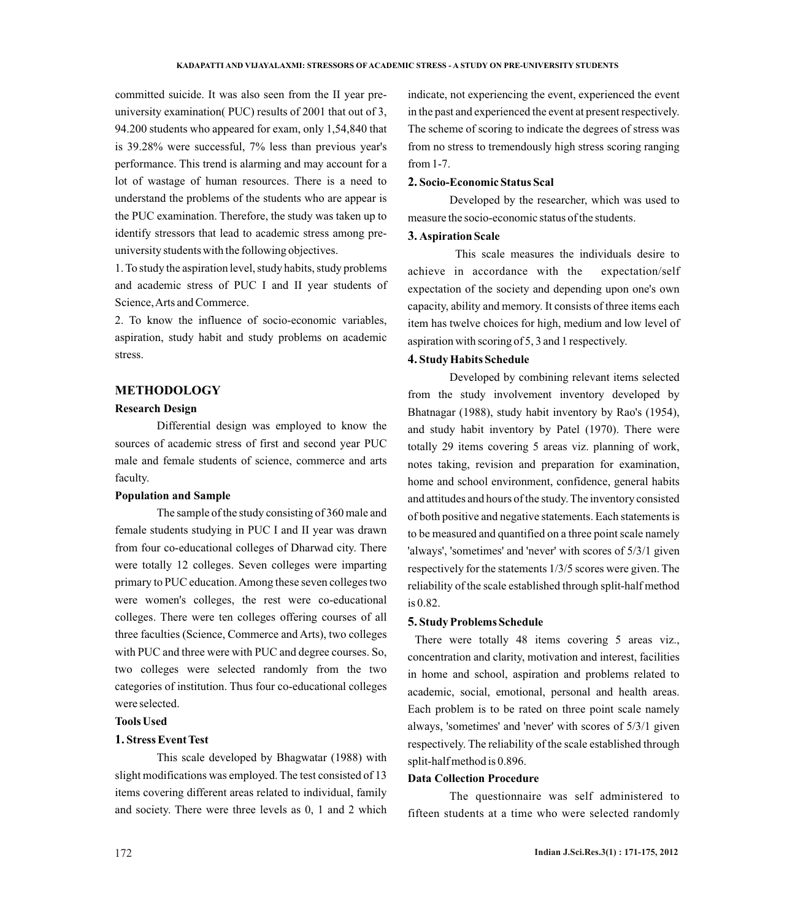committed suicide. It was also seen from the II year pre-university examination( PUC) results of 2001 that out of 3, 94.200 students who appeared for exam, only 1,54,840 that is 39.28% were successful, 7% less than previous year's performance. This trend is alarming and may account for a lot of wastage of human resources. There is a need to understand the problems of the students who are appear is the PUC examination. Therefore, the study was taken up to identify stressors that lead to academic stress among pre-university students with the following objectives.

1. To study the aspiration level, study habits, study problems and academic stress of PUC I and II year students of Science, Arts and Commerce.
2. To know the influence of socio-economic variables, aspiration, study habit and study problems on academic stress.

## METHODOLOGY

### Research Design

Differential design was employed to know the sources of academic stress of first and second year PUC male and female students of science, commerce and arts faculty.

### Population and Sample

The sample of the study consisting of 360 male and female students studying in PUC I and II year was drawn from four co-educational colleges of Dharwad city. There were totally 12 colleges. Seven colleges were imparting primary to PUC education. Among these seven colleges two were women's colleges, the rest were co-educational colleges. There were ten colleges offering courses of all three faculties (Science, Commerce and Arts), two colleges with PUC and three were with PUC and degree courses. So, two colleges were selected randomly from the two categories of institution. Thus four co-educational colleges were selected.

### Tools Used

#### 1. Stress Event Test

This scale developed by Bhagwatar (1988) with slight modifications was employed. The test consisted of 13 items covering different areas related to individual, family and society. There were three levels as 0, 1 and 2 which indicate, not experiencing the event, experienced the event in the past and experienced the event at present respectively. The scheme of scoring to indicate the degrees of stress was from no stress to tremendously high stress scoring ranging from 1-7.

#### 2. Socio-Economic Status Scal

Developed by the researcher, which was used to measure the socio-economic status of the students.

#### 3. Aspiration Scale

This scale measures the individuals desire to achieve in accordance with the expectation/self expectation of the society and depending upon one's own capacity, ability and memory. It consists of three items each item has twelve choices for high, medium and low level of aspiration with scoring of 5, 3 and 1 respectively.

#### 4. Study Habits Schedule

Developed by combining relevant items selected from the study involvement inventory developed by Bhatnagar (1988), study habit inventory by Rao's (1954), and study habit inventory by Patel (1970). There were totally 29 items covering 5 areas viz. planning of work, notes taking, revision and preparation for examination, home and school environment, confidence, general habits and attitudes and hours of the study. The inventory consisted of both positive and negative statements. Each statements is to be measured and quantified on a three point scale namely 'always', 'sometimes' and 'never' with scores of 5/3/1 given respectively for the statements 1/3/5 scores were given. The reliability of the scale established through split-half method is 0.82.

#### 5. Study Problems Schedule

There were totally 48 items covering 5 areas viz., concentration and clarity, motivation and interest, facilities in home and school, aspiration and problems related to academic, social, emotional, personal and health areas. Each problem is to be rated on three point scale namely always, 'sometimes' and 'never' with scores of 5/3/1 given respectively. The reliability of the scale established through split-half method is 0.896.

### Data Collection Procedure

The questionnaire was self administered to fifteen students at a time who were selected randomly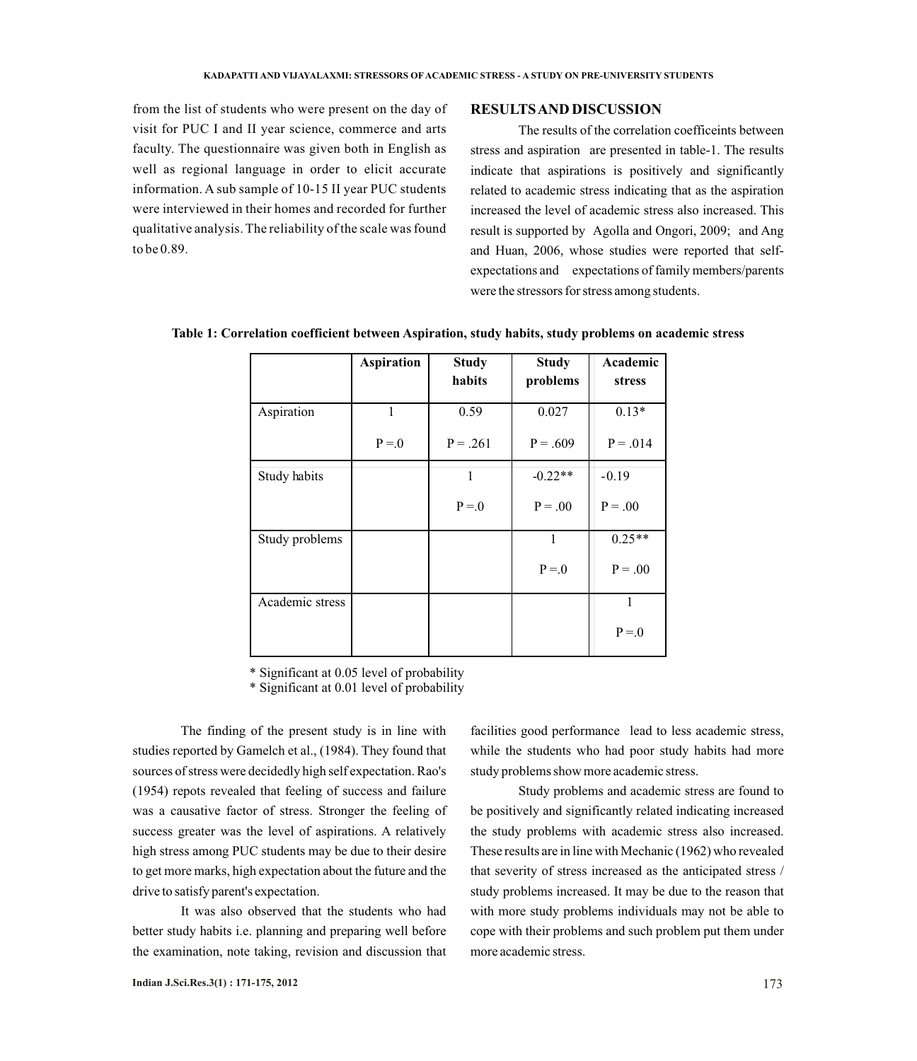from the list of students who were present on the day of visit for PUC I and II year science, commerce and arts faculty. The questionnaire was given both in English as well as regional language in order to elicit accurate information. A sub sample of 10-15 II year PUC students were interviewed in their homes and recorded for further qualitative analysis. The reliability of the scale was found to be 0.89.

## RESULTS AND DISCUSSION

The results of the correlation coefficeints between stress and aspiration are presented in table-1. The results indicate that aspirations is positively and significantly related to academic stress indicating that as the aspiration increased the level of academic stress also increased. This result is supported by Agolla and Ongori, 2009; and Ang and Huan, 2006, whose studies were reported that self-expectations and expectations of family members/parents were the stressors for stress among students.

**Table 1: Correlation coefficient between Aspiration, study habits, study problems on academic stress**

| | Aspiration | Study habits | Study problems | Academic stress |
|---|---|---|---|---|
| Aspiration | 1<br>P =.0 | 0.59<br>P = .261 | 0.027<br>P = .609 | 0.13*<br>P = .014 |
| Study habits | | 1<br>P =.0 | -0.22**<br>P = .00 | -0.19<br>P = .00 |
| Study problems | | | 1<br>P =.0 | 0.25**<br>P = .00 |
| Academic stress | | | | 1<br>P =.0 |

\* Significant at 0.05 level of probability
\* Significant at 0.01 level of probability

The finding of the present study is in line with studies reported by Gamelch et al., (1984). They found that sources of stress were decidedly high self expectation. Rao's (1954) repots revealed that feeling of success and failure was a causative factor of stress. Stronger the feeling of success greater was the level of aspirations. A relatively high stress among PUC students may be due to their desire to get more marks, high expectation about the future and the drive to satisfy parent's expectation.

It was also observed that the students who had better study habits i.e. planning and preparing well before the examination, note taking, revision and discussion that facilities good performance lead to less academic stress, while the students who had poor study habits had more study problems show more academic stress.

Study problems and academic stress are found to be positively and significantly related indicating increased the study problems with academic stress also increased. These results are in line with Mechanic (1962) who revealed that severity of stress increased as the anticipated stress / study problems increased. It may be due to the reason that with more study problems individuals may not be able to cope with their problems and such problem put them under more academic stress.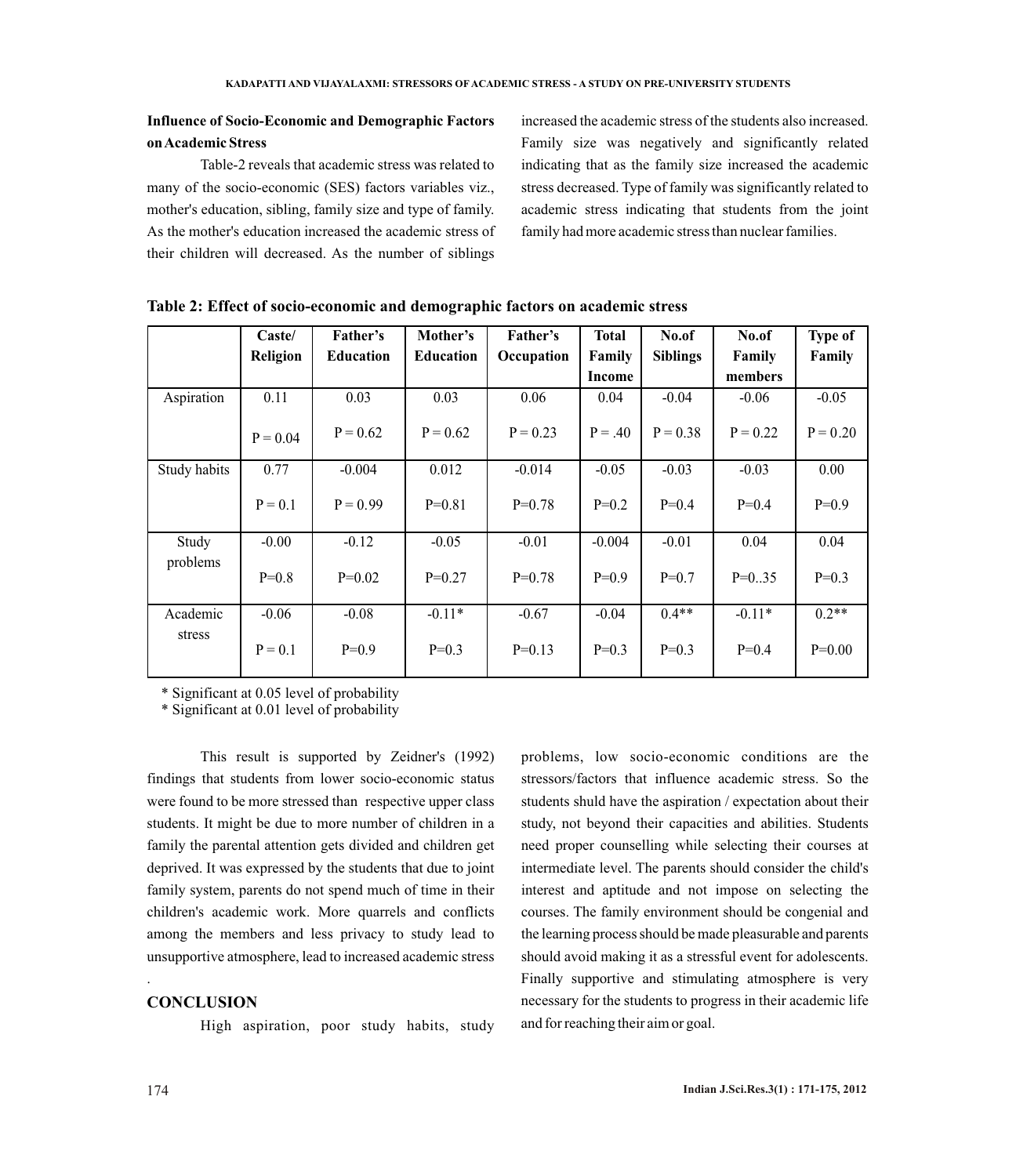**Influence of Socio-Economic and Demographic Factors on Academic Stress**

Table-2 reveals that academic stress was related to many of the socio-economic (SES) factors variables viz., mother's education, sibling, family size and type of family. As the mother's education increased the academic stress of their children will decreased. As the number of siblings increased the academic stress of the students also increased. Family size was negatively and significantly related indicating that as the family size increased the academic stress decreased. Type of family was significantly related to academic stress indicating that students from the joint family had more academic stress than nuclear families.

**Table 2: Effect of socio-economic and demographic factors on academic stress**

| | Caste/ Religion | Father's Education | Mother's Education | Father's Occupation | Total Family Income | No.of Siblings | No.of Family members | Type of Family |
|---|---|---|---|---|---|---|---|---|
| Aspiration | 0.11<br>P = 0.04 | 0.03<br>P = 0.62 | 0.03<br>P = 0.62 | 0.06<br>P = 0.23 | 0.04<br>P = .40 | -0.04<br>P = 0.38 | -0.06<br>P = 0.22 | -0.05<br>P = 0.20 |
| Study habits | 0.77<br>P = 0.1 | -0.004<br>P = 0.99 | 0.012<br>P=0.81 | -0.014<br>P=0.78 | -0.05<br>P=0.2 | -0.03<br>P=0.4 | -0.03<br>P=0.4 | 0.00<br>P=0.9 |
| Study problems | -0.00<br>P=0.8 | -0.12<br>P=0.02 | -0.05<br>P=0.27 | -0.01<br>P=0.78 | -0.004<br>P=0.9 | -0.01<br>P=0.7 | 0.04<br>P=0..35 | 0.04<br>P=0.3 |
| Academic stress | -0.06<br>P = 0.1 | -0.08<br>P=0.9 | -0.11*<br>P=0.3 | -0.67<br>P=0.13 | -0.04<br>P=0.3 | 0.4**<br>P=0.3 | -0.11*<br>P=0.4 | 0.2**<br>P=0.00 |

\* Significant at 0.05 level of probability
\* Significant at 0.01 level of probability

This result is supported by Zeidner's (1992) findings that students from lower socio-economic status were found to be more stressed than respective upper class students. It might be due to more number of children in a family the parental attention gets divided and children get deprived. It was expressed by the students that due to joint family system, parents do not spend much of time in their children's academic work. More quarrels and conflicts among the members and less privacy to study lead to unsupportive atmosphere, lead to increased academic stress.

## CONCLUSION

High aspiration, poor study habits, study problems, low socio-economic conditions are the stressors/factors that influence academic stress. So the students shuld have the aspiration / expectation about their study, not beyond their capacities and abilities. Students need proper counselling while selecting their courses at intermediate level. The parents should consider the child's interest and aptitude and not impose on selecting the courses. The family environment should be congenial and the learning process should be made pleasurable and parents should avoid making it as a stressful event for adolescents. Finally supportive and stimulating atmosphere is very necessary for the students to progress in their academic life and for reaching their aim or goal.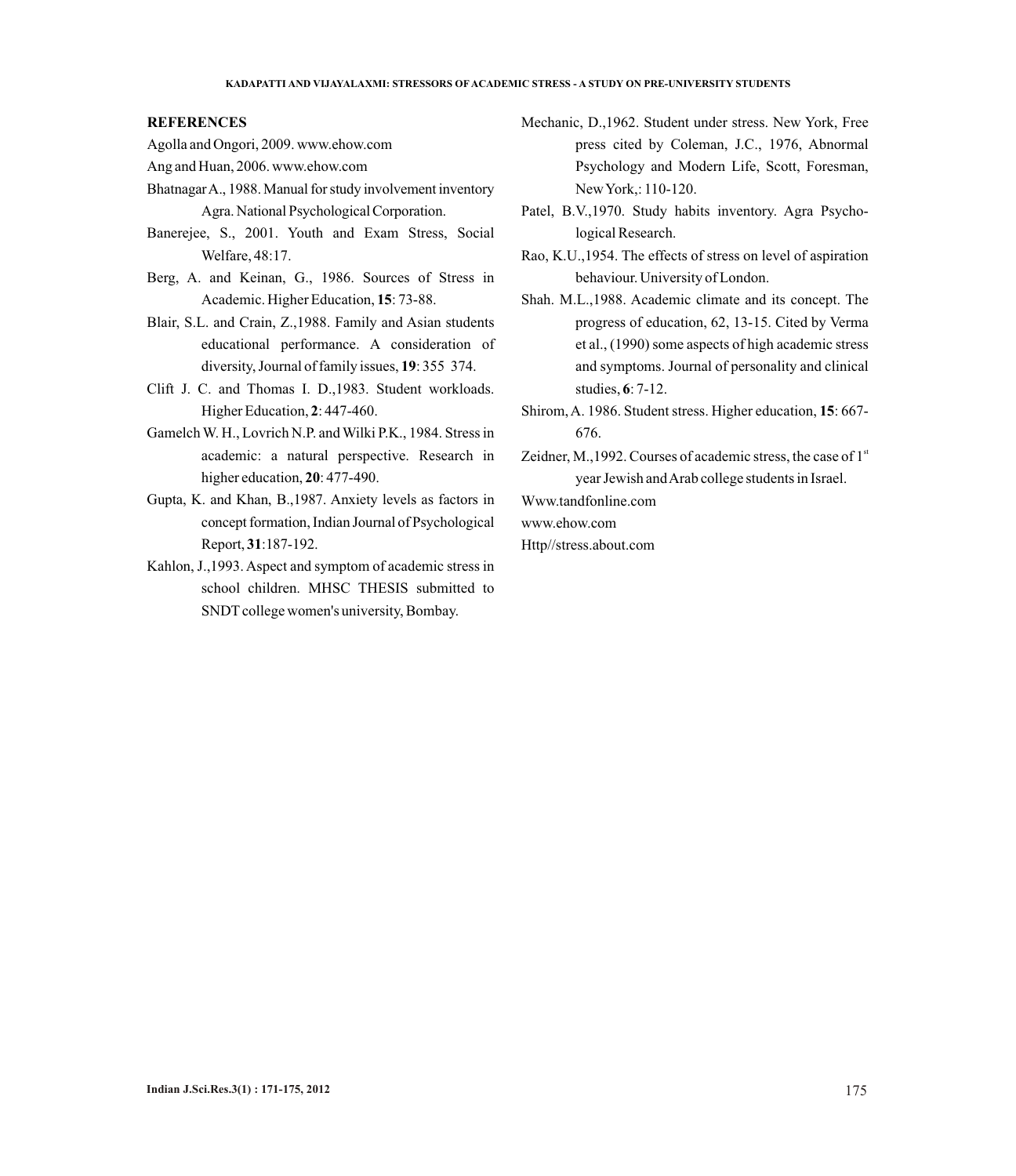## REFERENCES

Agolla and Ongori, 2009. www.ehow.com

Ang and Huan, 2006. www.ehow.com

Bhatnagar A., 1988. Manual for study involvement inventory Agra. National Psychological Corporation.

Banerejee, S., 2001. Youth and Exam Stress, Social Welfare, 48:17.

Berg, A. and Keinan, G., 1986. Sources of Stress in Academic. Higher Education, **15**: 73-88.

Blair, S.L. and Crain, Z.,1988. Family and Asian students educational performance. A consideration of diversity, Journal of family issues, **19**: 355 374.

Clift J. C. and Thomas I. D.,1983. Student workloads. Higher Education, **2**: 447-460.

Gamelch W. H., Lovrich N.P. and Wilki P.K., 1984. Stress in academic: a natural perspective. Research in higher education, **20**: 477-490.

Gupta, K. and Khan, B.,1987. Anxiety levels as factors in concept formation, Indian Journal of Psychological Report, **31**:187-192.

Kahlon, J.,1993. Aspect and symptom of academic stress in school children. MHSC THESIS submitted to SNDT college women's university, Bombay.

Mechanic, D.,1962. Student under stress. New York, Free press cited by Coleman, J.C., 1976, Abnormal Psychology and Modern Life, Scott, Foresman, New York,: 110-120.

Patel, B.V.,1970. Study habits inventory. Agra Psychological Research.

Rao, K.U.,1954. The effects of stress on level of aspiration behaviour. University of London.

Shah. M.L.,1988. Academic climate and its concept. The progress of education, 62, 13-15. Cited by Verma et al., (1990) some aspects of high academic stress and symptoms. Journal of personality and clinical studies, **6**: 7-12.

Shirom, A. 1986. Student stress. Higher education, **15**: 667-676.

Zeidner, M.,1992. Courses of academic stress, the case of 1st year Jewish and Arab college students in Israel.

Www.tandfonline.com

www.ehow.com

Http//stress.about.com